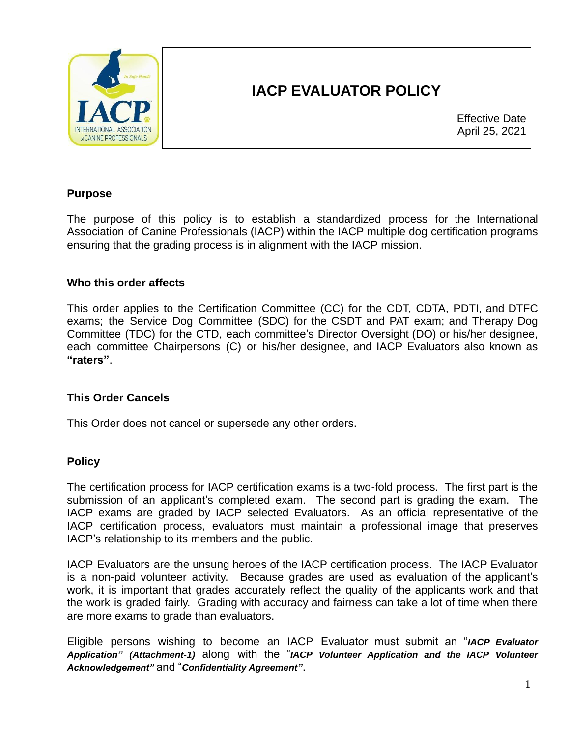# IACP EVALUATOR POLICY

Effective Date
April 25, 2021

### Purpose

The purpose of this policy is to establish a standardized process for the International Association of Canine Professionals (IACP) within the IACP multiple dog certification programs ensuring that the grading process is in alignment with the IACP mission.

### Who this order affects

This order applies to the Certification Committee (CC) for the CDT, CDTA, PDTI, and DTFC exams; the Service Dog Committee (SDC) for the CSDT and PAT exam; and Therapy Dog Committee (TDC) for the CTD, each committee's Director Oversight (DO) or his/her designee, each committee Chairpersons (C) or his/her designee, and IACP Evaluators also known as **"raters"**.

### This Order Cancels

This Order does not cancel or supersede any other orders.

### Policy

The certification process for IACP certification exams is a two-fold process. The first part is the submission of an applicant's completed exam. The second part is grading the exam. The IACP exams are graded by IACP selected Evaluators. As an official representative of the IACP certification process, evaluators must maintain a professional image that preserves IACP's relationship to its members and the public.

IACP Evaluators are the unsung heroes of the IACP certification process. The IACP Evaluator is a non-paid volunteer activity. Because grades are used as evaluation of the applicant's work, it is important that grades accurately reflect the quality of the applicants work and that the work is graded fairly. Grading with accuracy and fairness can take a lot of time when there are more exams to grade than evaluators.

Eligible persons wishing to become an IACP Evaluator must submit an "***IACP Evaluator Application" (Attachment-1)*** along with the "***IACP Volunteer Application and the IACP Volunteer Acknowledgement"*** and "***Confidentiality Agreement"***.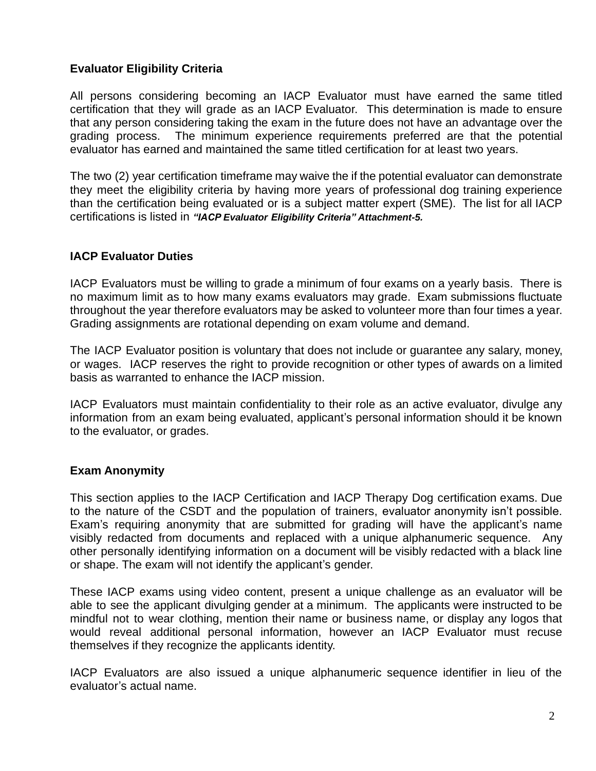**Evaluator Eligibility Criteria**

All persons considering becoming an IACP Evaluator must have earned the same titled certification that they will grade as an IACP Evaluator. This determination is made to ensure that any person considering taking the exam in the future does not have an advantage over the grading process. The minimum experience requirements preferred are that the potential evaluator has earned and maintained the same titled certification for at least two years.

The two (2) year certification timeframe may waive the if the potential evaluator can demonstrate they meet the eligibility criteria by having more years of professional dog training experience than the certification being evaluated or is a subject matter expert (SME). The list for all IACP certifications is listed in ***"IACP Evaluator Eligibility Criteria" Attachment-5.***

**IACP Evaluator Duties**

IACP Evaluators must be willing to grade a minimum of four exams on a yearly basis. There is no maximum limit as to how many exams evaluators may grade. Exam submissions fluctuate throughout the year therefore evaluators may be asked to volunteer more than four times a year. Grading assignments are rotational depending on exam volume and demand.

The IACP Evaluator position is voluntary that does not include or guarantee any salary, money, or wages. IACP reserves the right to provide recognition or other types of awards on a limited basis as warranted to enhance the IACP mission.

IACP Evaluators must maintain confidentiality to their role as an active evaluator, divulge any information from an exam being evaluated, applicant's personal information should it be known to the evaluator, or grades.

**Exam Anonymity**

This section applies to the IACP Certification and IACP Therapy Dog certification exams. Due to the nature of the CSDT and the population of trainers, evaluator anonymity isn't possible. Exam's requiring anonymity that are submitted for grading will have the applicant's name visibly redacted from documents and replaced with a unique alphanumeric sequence. Any other personally identifying information on a document will be visibly redacted with a black line or shape. The exam will not identify the applicant's gender.

These IACP exams using video content, present a unique challenge as an evaluator will be able to see the applicant divulging gender at a minimum. The applicants were instructed to be mindful not to wear clothing, mention their name or business name, or display any logos that would reveal additional personal information, however an IACP Evaluator must recuse themselves if they recognize the applicants identity.

IACP Evaluators are also issued a unique alphanumeric sequence identifier in lieu of the evaluator's actual name.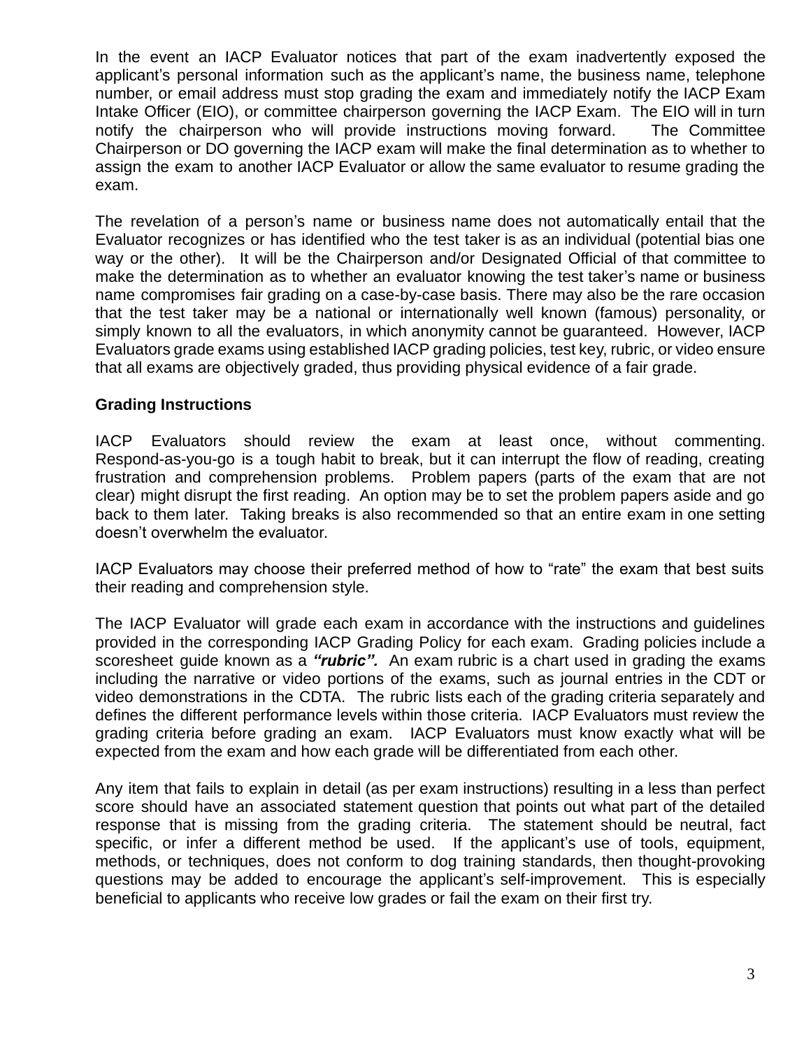In the event an IACP Evaluator notices that part of the exam inadvertently exposed the applicant's personal information such as the applicant's name, the business name, telephone number, or email address must stop grading the exam and immediately notify the IACP Exam Intake Officer (EIO), or committee chairperson governing the IACP Exam. The EIO will in turn notify the chairperson who will provide instructions moving forward. The Committee Chairperson or DO governing the IACP exam will make the final determination as to whether to assign the exam to another IACP Evaluator or allow the same evaluator to resume grading the exam.

The revelation of a person's name or business name does not automatically entail that the Evaluator recognizes or has identified who the test taker is as an individual (potential bias one way or the other). It will be the Chairperson and/or Designated Official of that committee to make the determination as to whether an evaluator knowing the test taker's name or business name compromises fair grading on a case-by-case basis. There may also be the rare occasion that the test taker may be a national or internationally well known (famous) personality, or simply known to all the evaluators, in which anonymity cannot be guaranteed. However, IACP Evaluators grade exams using established IACP grading policies, test key, rubric, or video ensure that all exams are objectively graded, thus providing physical evidence of a fair grade.

**Grading Instructions**

IACP Evaluators should review the exam at least once, without commenting. Respond-as-you-go is a tough habit to break, but it can interrupt the flow of reading, creating frustration and comprehension problems. Problem papers (parts of the exam that are not clear) might disrupt the first reading. An option may be to set the problem papers aside and go back to them later. Taking breaks is also recommended so that an entire exam in one setting doesn't overwhelm the evaluator.

IACP Evaluators may choose their preferred method of how to "rate" the exam that best suits their reading and comprehension style.

The IACP Evaluator will grade each exam in accordance with the instructions and guidelines provided in the corresponding IACP Grading Policy for each exam. Grading policies include a scoresheet guide known as a ***"rubric".*** An exam rubric is a chart used in grading the exams including the narrative or video portions of the exams, such as journal entries in the CDT or video demonstrations in the CDTA. The rubric lists each of the grading criteria separately and defines the different performance levels within those criteria. IACP Evaluators must review the grading criteria before grading an exam. IACP Evaluators must know exactly what will be expected from the exam and how each grade will be differentiated from each other.

Any item that fails to explain in detail (as per exam instructions) resulting in a less than perfect score should have an associated statement question that points out what part of the detailed response that is missing from the grading criteria. The statement should be neutral, fact specific, or infer a different method be used. If the applicant's use of tools, equipment, methods, or techniques, does not conform to dog training standards, then thought-provoking questions may be added to encourage the applicant's self-improvement. This is especially beneficial to applicants who receive low grades or fail the exam on their first try.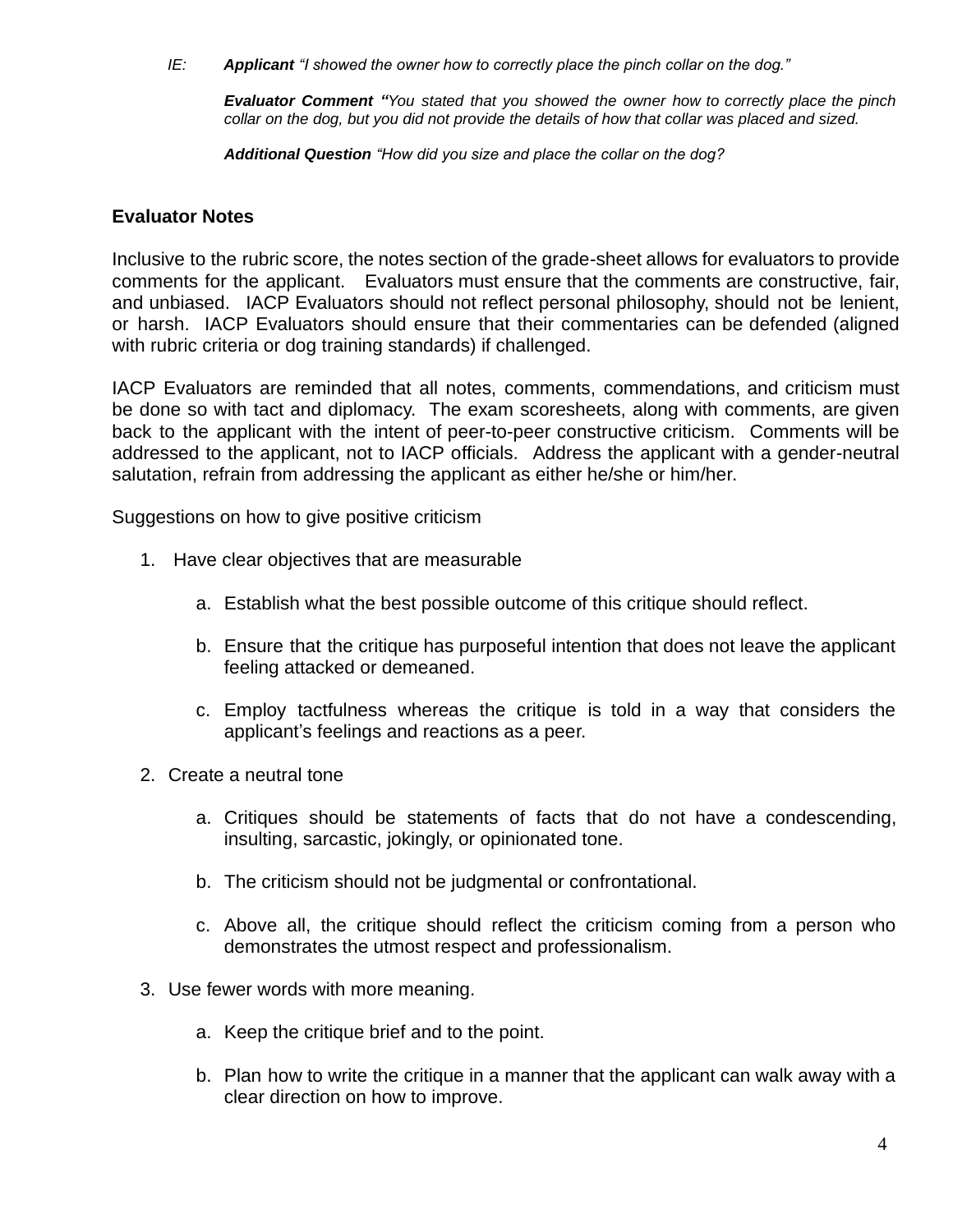*IE:* ***Applicant*** *"I showed the owner how to correctly place the pinch collar on the dog."*

***Evaluator Comment "****You stated that you showed the owner how to correctly place the pinch collar on the dog, but you did not provide the details of how that collar was placed and sized.*

***Additional Question*** *"How did you size and place the collar on the dog?*

**Evaluator Notes**

Inclusive to the rubric score, the notes section of the grade-sheet allows for evaluators to provide comments for the applicant. Evaluators must ensure that the comments are constructive, fair, and unbiased. IACP Evaluators should not reflect personal philosophy, should not be lenient, or harsh. IACP Evaluators should ensure that their commentaries can be defended (aligned with rubric criteria or dog training standards) if challenged.

IACP Evaluators are reminded that all notes, comments, commendations, and criticism must be done so with tact and diplomacy. The exam scoresheets, along with comments, are given back to the applicant with the intent of peer-to-peer constructive criticism. Comments will be addressed to the applicant, not to IACP officials. Address the applicant with a gender-neutral salutation, refrain from addressing the applicant as either he/she or him/her.

Suggestions on how to give positive criticism

1. Have clear objectives that are measurable
   a. Establish what the best possible outcome of this critique should reflect.
   b. Ensure that the critique has purposeful intention that does not leave the applicant feeling attacked or demeaned.
   c. Employ tactfulness whereas the critique is told in a way that considers the applicant's feelings and reactions as a peer.
2. Create a neutral tone
   a. Critiques should be statements of facts that do not have a condescending, insulting, sarcastic, jokingly, or opinionated tone.
   b. The criticism should not be judgmental or confrontational.
   c. Above all, the critique should reflect the criticism coming from a person who demonstrates the utmost respect and professionalism.
3. Use fewer words with more meaning.
   a. Keep the critique brief and to the point.
   b. Plan how to write the critique in a manner that the applicant can walk away with a clear direction on how to improve.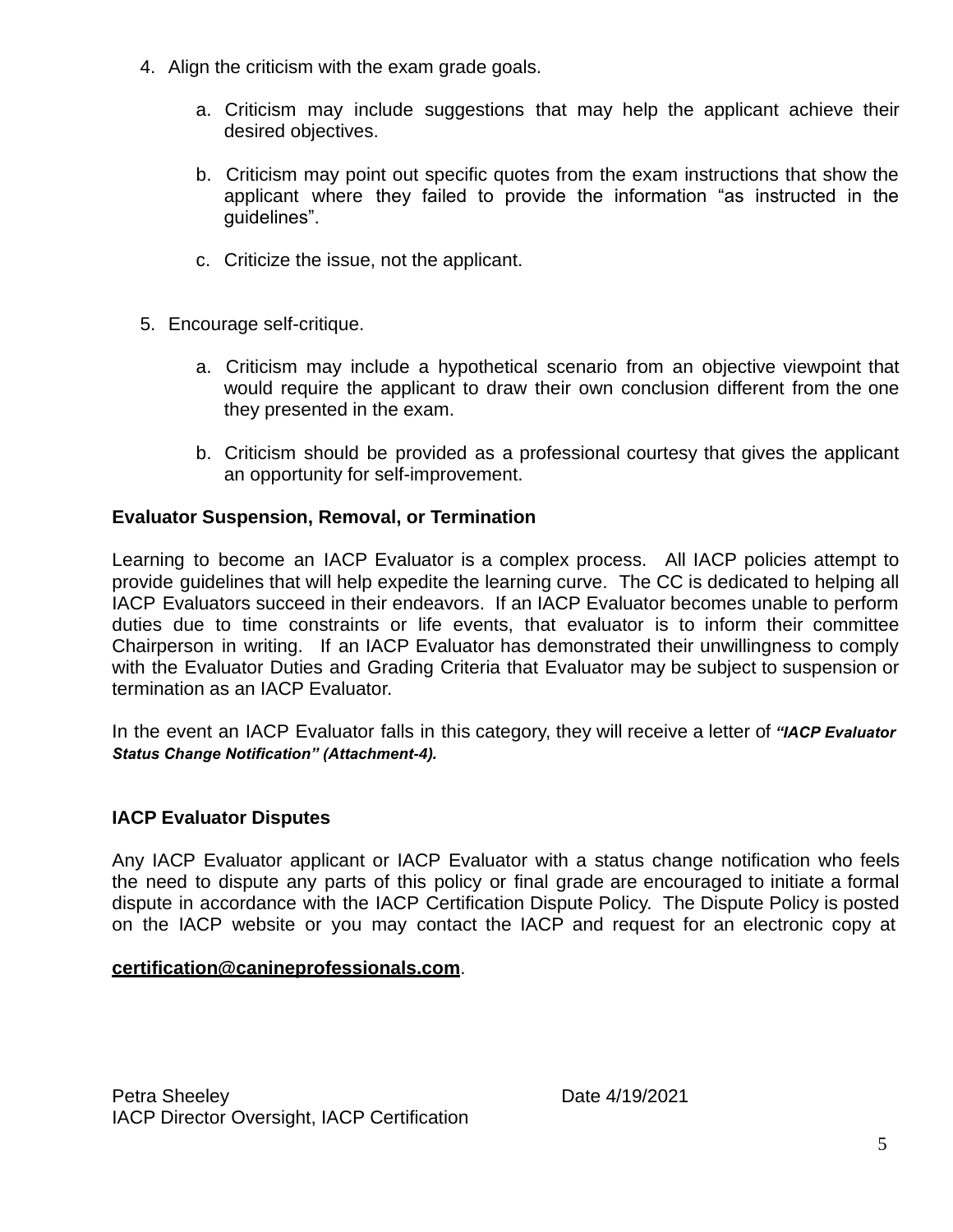4. Align the criticism with the exam grade goals.

   a. Criticism may include suggestions that may help the applicant achieve their desired objectives.

   b. Criticism may point out specific quotes from the exam instructions that show the applicant where they failed to provide the information "as instructed in the guidelines".

   c. Criticize the issue, not the applicant.

5. Encourage self-critique.

   a. Criticism may include a hypothetical scenario from an objective viewpoint that would require the applicant to draw their own conclusion different from the one they presented in the exam.

   b. Criticism should be provided as a professional courtesy that gives the applicant an opportunity for self-improvement.

**Evaluator Suspension, Removal, or Termination**

Learning to become an IACP Evaluator is a complex process. All IACP policies attempt to provide guidelines that will help expedite the learning curve. The CC is dedicated to helping all IACP Evaluators succeed in their endeavors. If an IACP Evaluator becomes unable to perform duties due to time constraints or life events, that evaluator is to inform their committee Chairperson in writing. If an IACP Evaluator has demonstrated their unwillingness to comply with the Evaluator Duties and Grading Criteria that Evaluator may be subject to suspension or termination as an IACP Evaluator.

In the event an IACP Evaluator falls in this category, they will receive a letter of ***"IACP Evaluator Status Change Notification" (Attachment-4).***

**IACP Evaluator Disputes**

Any IACP Evaluator applicant or IACP Evaluator with a status change notification who feels the need to dispute any parts of this policy or final grade are encouraged to initiate a formal dispute in accordance with the IACP Certification Dispute Policy. The Dispute Policy is posted on the IACP website or you may contact the IACP and request for an electronic copy at

**certification@canineprofessionals.com**.

Petra Sheeley  Date 4/19/2021
IACP Director Oversight, IACP Certification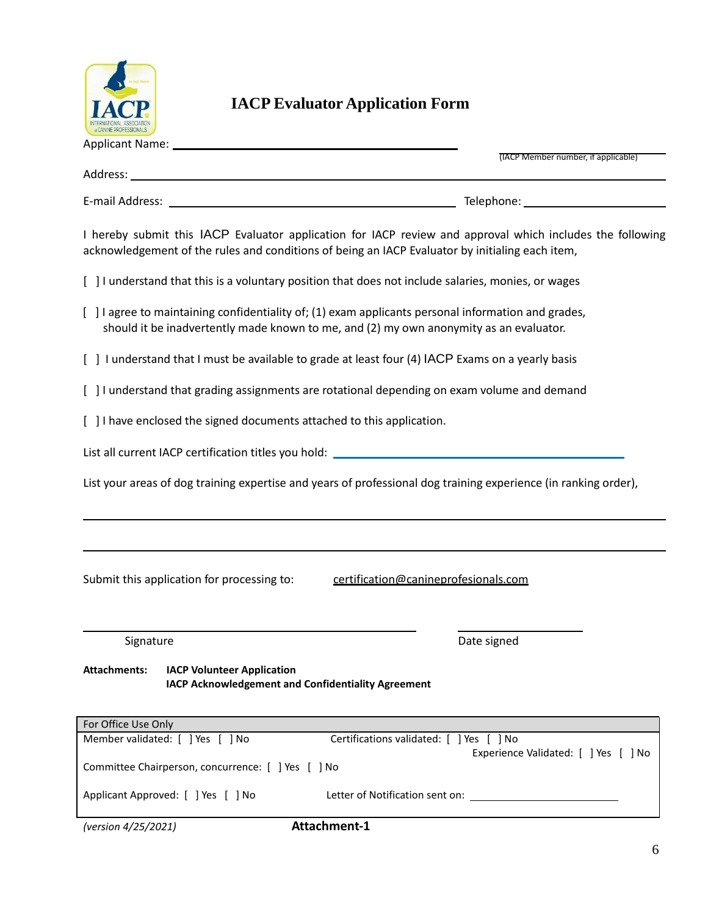# IACP Evaluator Application Form

Applicant Name: ______________________________ ______________ (IACP Member number, if applicable)

Address: ____________________________________________________________

E-mail Address: ______________________________ Telephone: ____________________

I hereby submit this IACP Evaluator application for IACP review and approval which includes the following acknowledgement of the rules and conditions of being an IACP Evaluator by initialing each item,

[ ] I understand that this is a voluntary position that does not include salaries, monies, or wages

[ ] I agree to maintaining confidentiality of; (1) exam applicants personal information and grades, should it be inadvertently made known to me, and (2) my own anonymity as an evaluator.

[ ] I understand that I must be available to grade at least four (4) IACP Exams on a yearly basis

[ ] I understand that grading assignments are rotational depending on exam volume and demand

[ ] I have enclosed the signed documents attached to this application.

List all current IACP certification titles you hold: ______________________________

List your areas of dog training expertise and years of professional dog training experience (in ranking order),

____________________________________________________________

____________________________________________________________

Submit this application for processing to: certification@canineprofesionals.com

______________________________ ______________

Signature Date signed

**Attachments:** **IACP Volunteer Application**
**IACP Acknowledgement and Confidentiality Agreement**

| For Office Use Only | |
|---|---|
| Member validated: [ ] Yes [ ] No | Certifications validated: [ ] Yes [ ] No<br>Experience Validated: [ ] Yes [ ] No |
| Committee Chairperson, concurrence: [ ] Yes [ ] No | |
| Applicant Approved: [ ] Yes [ ] No | Letter of Notification sent on: ______________ |

*(version 4/25/2021)* **Attachment-1**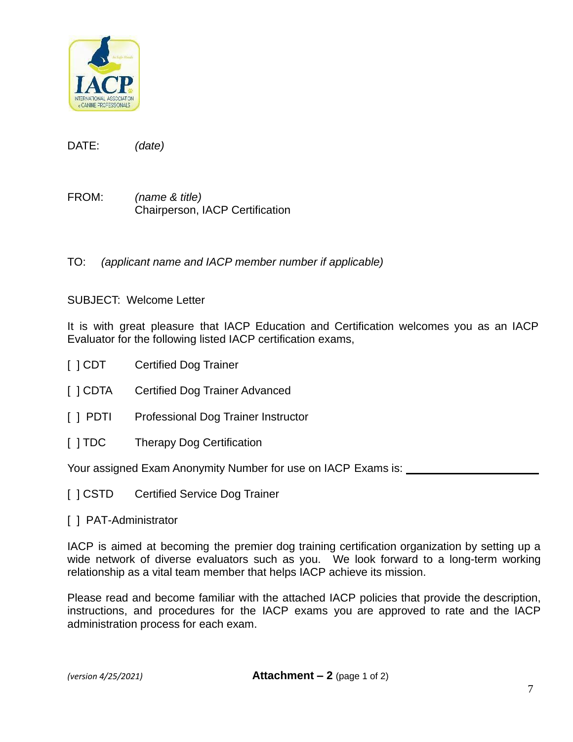DATE: *(date)*

FROM: *(name & title)*
Chairperson, IACP Certification

TO: *(applicant name and IACP member number if applicable)*

SUBJECT: Welcome Letter

It is with great pleasure that IACP Education and Certification welcomes you as an IACP Evaluator for the following listed IACP certification exams,

[ ] CDT Certified Dog Trainer

[ ] CDTA Certified Dog Trainer Advanced

[ ] PDTI Professional Dog Trainer Instructor

[ ] TDC Therapy Dog Certification

Your assigned Exam Anonymity Number for use on IACP Exams is: ____________________

[ ] CSTD Certified Service Dog Trainer

[ ] PAT-Administrator

IACP is aimed at becoming the premier dog training certification organization by setting up a wide network of diverse evaluators such as you. We look forward to a long-term working relationship as a vital team member that helps IACP achieve its mission.

Please read and become familiar with the attached IACP policies that provide the description, instructions, and procedures for the IACP exams you are approved to rate and the IACP administration process for each exam.

*(version 4/25/2021)* **Attachment – 2** (page 1 of 2)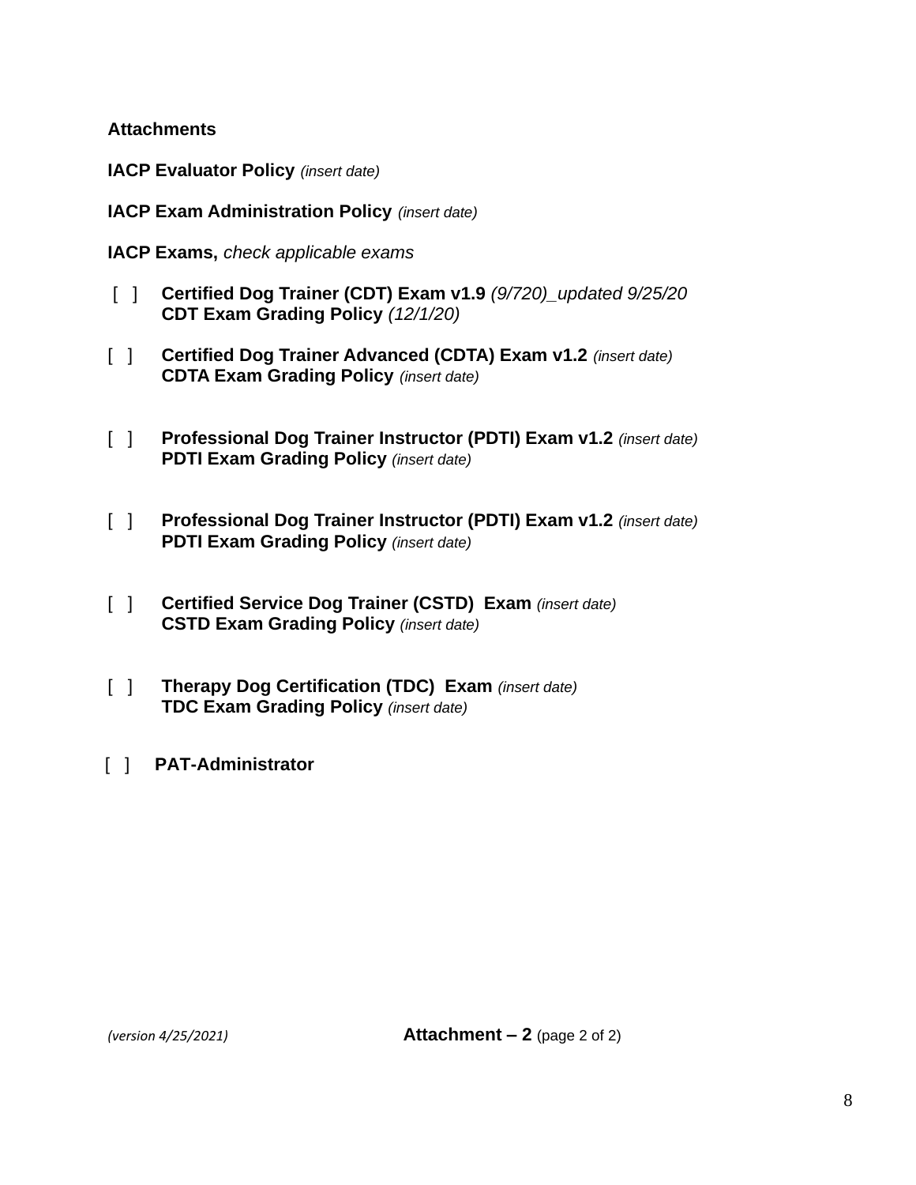**Attachments**

**IACP Evaluator Policy** *(insert date)*

**IACP Exam Administration Policy** *(insert date)*

**IACP Exams,** *check applicable exams*

[ ] **Certified Dog Trainer (CDT) Exam v1.9** *(9/720)_updated 9/25/20*
**CDT Exam Grading Policy** *(12/1/20)*

[ ] **Certified Dog Trainer Advanced (CDTA) Exam v1.2** *(insert date)*
**CDTA Exam Grading Policy** *(insert date)*

[ ] **Professional Dog Trainer Instructor (PDTI) Exam v1.2** *(insert date)*
**PDTI Exam Grading Policy** *(insert date)*

[ ] **Professional Dog Trainer Instructor (PDTI) Exam v1.2** *(insert date)*
**PDTI Exam Grading Policy** *(insert date)*

[ ] **Certified Service Dog Trainer (CSTD) Exam** *(insert date)*
**CSTD Exam Grading Policy** *(insert date)*

[ ] **Therapy Dog Certification (TDC) Exam** *(insert date)*
**TDC Exam Grading Policy** *(insert date)*

[ ] **PAT-Administrator**

*(version 4/25/2021)* **Attachment – 2** (page 2 of 2)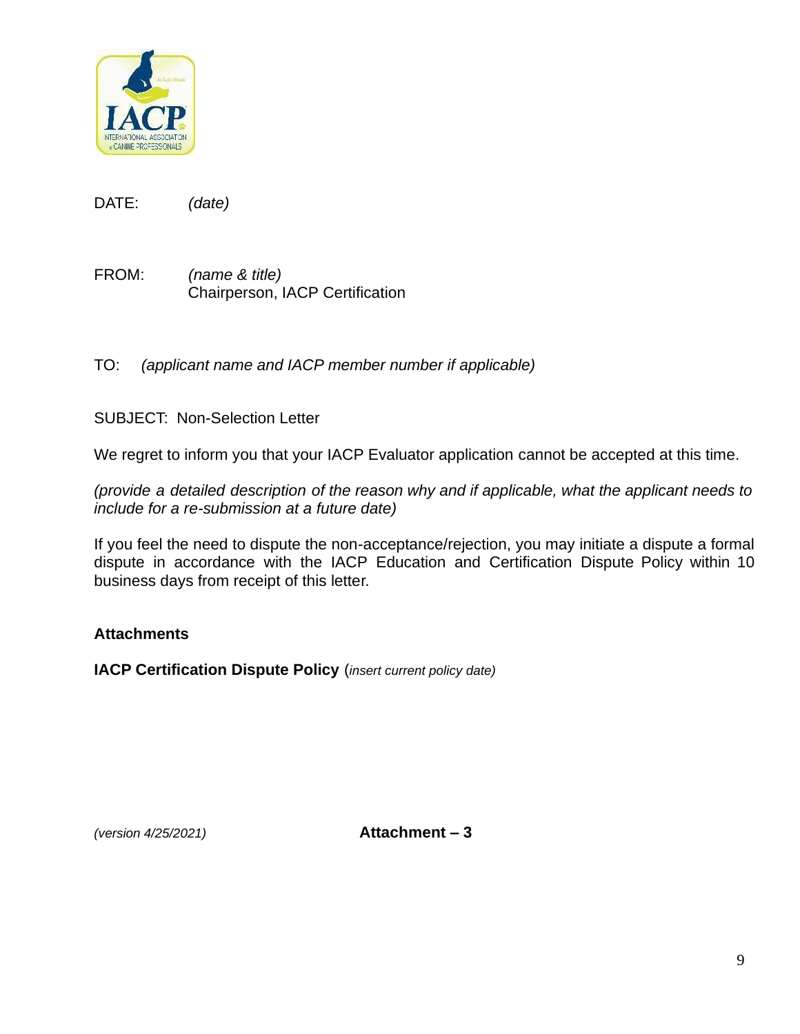DATE: *(date)*

FROM: *(name & title)*
Chairperson, IACP Certification

TO: *(applicant name and IACP member number if applicable)*

SUBJECT: Non-Selection Letter

We regret to inform you that your IACP Evaluator application cannot be accepted at this time.

*(provide a detailed description of the reason why and if applicable, what the applicant needs to include for a re-submission at a future date)*

If you feel the need to dispute the non-acceptance/rejection, you may initiate a dispute a formal dispute in accordance with the IACP Education and Certification Dispute Policy within 10 business days from receipt of this letter.

**Attachments**

**IACP Certification Dispute Policy** (*insert current policy date)*

*(version 4/25/2021)* **Attachment – 3**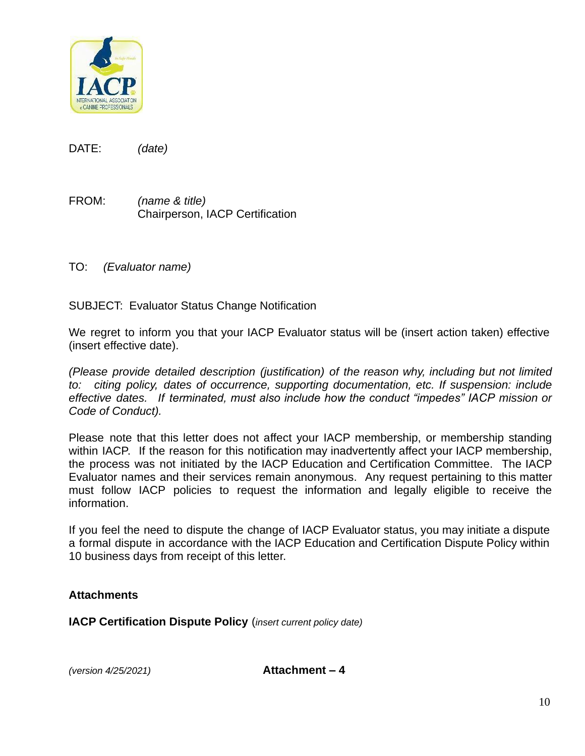DATE: *(date)*

FROM: *(name & title)*
Chairperson, IACP Certification

TO: *(Evaluator name)*

SUBJECT: Evaluator Status Change Notification

We regret to inform you that your IACP Evaluator status will be (insert action taken) effective (insert effective date).

*(Please provide detailed description (justification) of the reason why, including but not limited to: citing policy, dates of occurrence, supporting documentation, etc. If suspension: include effective dates. If terminated, must also include how the conduct "impedes" IACP mission or Code of Conduct).*

Please note that this letter does not affect your IACP membership, or membership standing within IACP. If the reason for this notification may inadvertently affect your IACP membership, the process was not initiated by the IACP Education and Certification Committee. The IACP Evaluator names and their services remain anonymous. Any request pertaining to this matter must follow IACP policies to request the information and legally eligible to receive the information.

If you feel the need to dispute the change of IACP Evaluator status, you may initiate a dispute a formal dispute in accordance with the IACP Education and Certification Dispute Policy within 10 business days from receipt of this letter.

**Attachments**

**IACP Certification Dispute Policy** (*insert current policy date)*

*(version 4/25/2021)* **Attachment – 4**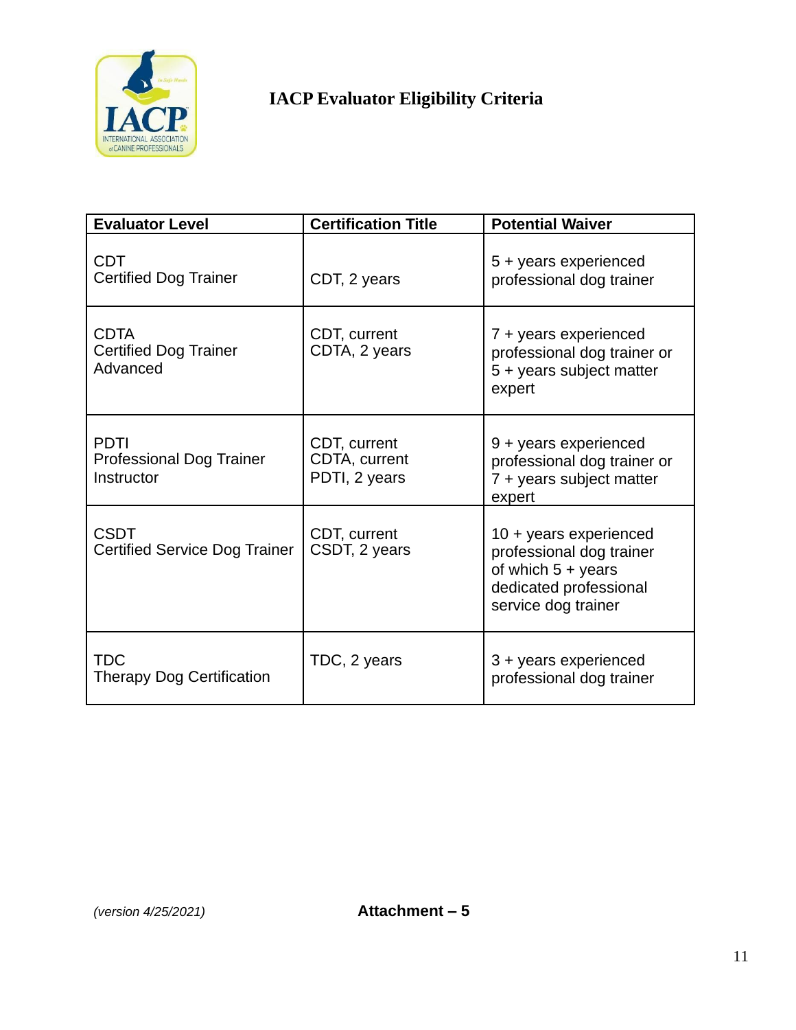# IACP Evaluator Eligibility Criteria

| Evaluator Level | Certification Title | Potential Waiver |
|---|---|---|
| CDT<br>Certified Dog Trainer | CDT, 2 years | 5 + years experienced professional dog trainer |
| CDTA<br>Certified Dog Trainer Advanced | CDT, current<br>CDTA, 2 years | 7 + years experienced professional dog trainer or 5 + years subject matter expert |
| PDTI<br>Professional Dog Trainer Instructor | CDT, current<br>CDTA, current<br>PDTI, 2 years | 9 + years experienced professional dog trainer or 7 + years subject matter expert |
| CSDT<br>Certified Service Dog Trainer | CDT, current<br>CSDT, 2 years | 10 + years experienced professional dog trainer of which 5 + years dedicated professional service dog trainer |
| TDC<br>Therapy Dog Certification | TDC, 2 years | 3 + years experienced professional dog trainer |

*(version 4/25/2021)*

**Attachment – 5**